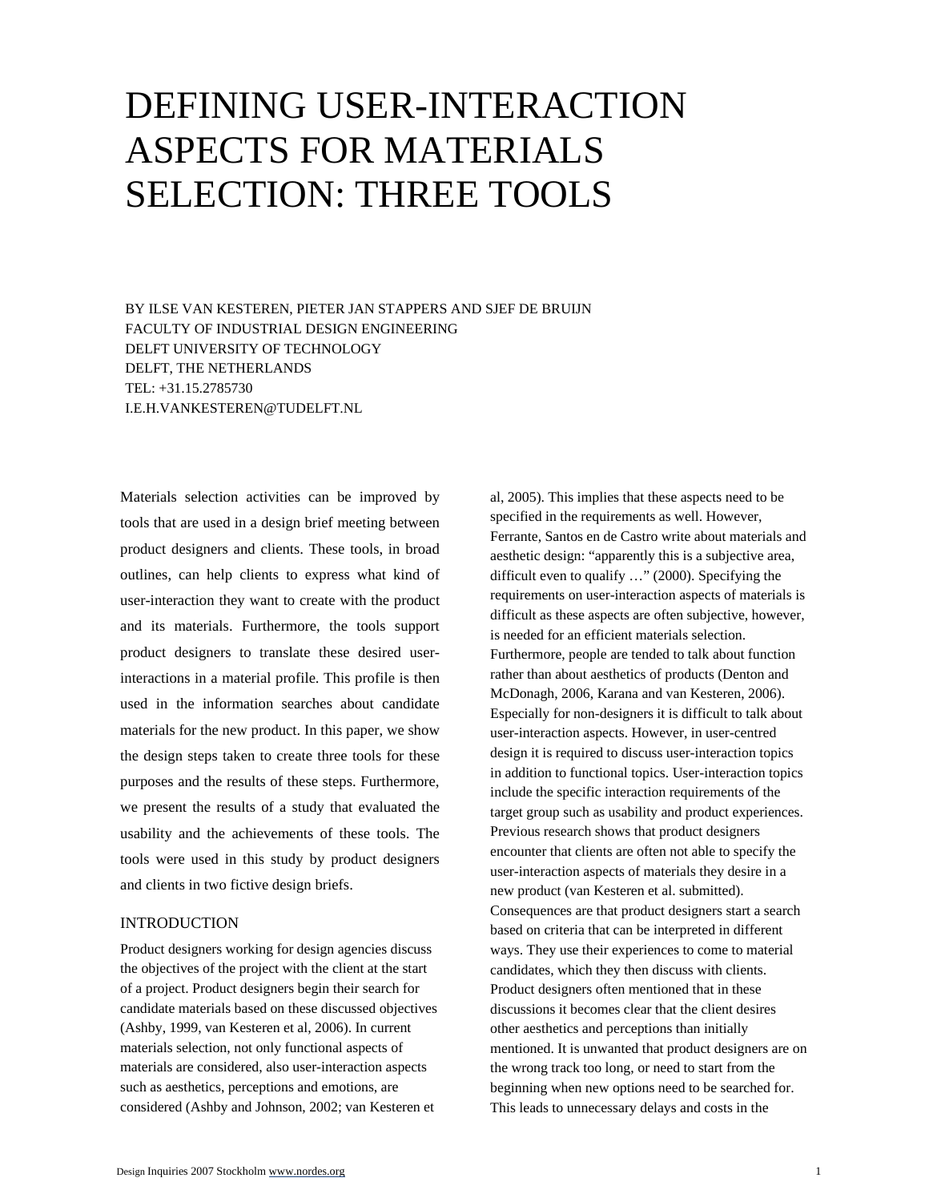# DEFINING USER-INTERACTION ASPECTS FOR MATERIALS SELECTION: THREE TOOLS

BY ILSE VAN KESTEREN, PIETER JAN STAPPERS AND SJEF DE BRUIJN
FACULTY OF INDUSTRIAL DESIGN ENGINEERING
DELFT UNIVERSITY OF TECHNOLOGY
DELFT, THE NETHERLANDS
TEL: +31.15.2785730
I.E.H.VANKESTEREN@TUDELFT.NL

Materials selection activities can be improved by tools that are used in a design brief meeting between product designers and clients. These tools, in broad outlines, can help clients to express what kind of user-interaction they want to create with the product and its materials. Furthermore, the tools support product designers to translate these desired user-interactions in a material profile. This profile is then used in the information searches about candidate materials for the new product. In this paper, we show the design steps taken to create three tools for these purposes and the results of these steps. Furthermore, we present the results of a study that evaluated the usability and the achievements of these tools. The tools were used in this study by product designers and clients in two fictive design briefs.

## INTRODUCTION

Product designers working for design agencies discuss the objectives of the project with the client at the start of a project. Product designers begin their search for candidate materials based on these discussed objectives (Ashby, 1999, van Kesteren et al, 2006). In current materials selection, not only functional aspects of materials are considered, also user-interaction aspects such as aesthetics, perceptions and emotions, are considered (Ashby and Johnson, 2002; van Kesteren et al, 2005). This implies that these aspects need to be specified in the requirements as well. However, Ferrante, Santos en de Castro write about materials and aesthetic design: "apparently this is a subjective area, difficult even to qualify …" (2000). Specifying the requirements on user-interaction aspects of materials is difficult as these aspects are often subjective, however, is needed for an efficient materials selection. Furthermore, people are tended to talk about function rather than about aesthetics of products (Denton and McDonagh, 2006, Karana and van Kesteren, 2006). Especially for non-designers it is difficult to talk about user-interaction aspects. However, in user-centred design it is required to discuss user-interaction topics in addition to functional topics. User-interaction topics include the specific interaction requirements of the target group such as usability and product experiences. Previous research shows that product designers encounter that clients are often not able to specify the user-interaction aspects of materials they desire in a new product (van Kesteren et al. submitted). Consequences are that product designers start a search based on criteria that can be interpreted in different ways. They use their experiences to come to material candidates, which they then discuss with clients. Product designers often mentioned that in these discussions it becomes clear that the client desires other aesthetics and perceptions than initially mentioned. It is unwanted that product designers are on the wrong track too long, or need to start from the beginning when new options need to be searched for. This leads to unnecessary delays and costs in the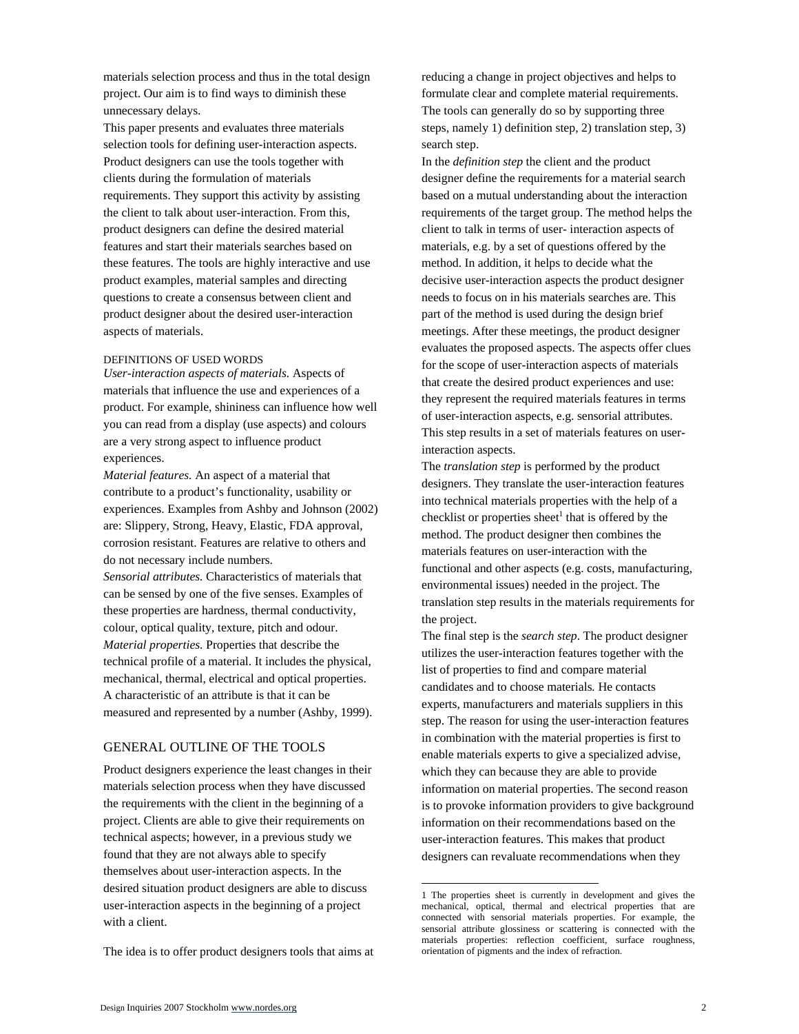materials selection process and thus in the total design project. Our aim is to find ways to diminish these unnecessary delays.

This paper presents and evaluates three materials selection tools for defining user-interaction aspects. Product designers can use the tools together with clients during the formulation of materials requirements. They support this activity by assisting the client to talk about user-interaction. From this, product designers can define the desired material features and start their materials searches based on these features. The tools are highly interactive and use product examples, material samples and directing questions to create a consensus between client and product designer about the desired user-interaction aspects of materials.

#### DEFINITIONS OF USED WORDS

*User-interaction aspects of materials.* Aspects of materials that influence the use and experiences of a product. For example, shininess can influence how well you can read from a display (use aspects) and colours are a very strong aspect to influence product experiences.

*Material features.* An aspect of a material that contribute to a product's functionality, usability or experiences. Examples from Ashby and Johnson (2002) are: Slippery, Strong, Heavy, Elastic, FDA approval, corrosion resistant. Features are relative to others and do not necessary include numbers.

*Sensorial attributes.* Characteristics of materials that can be sensed by one of the five senses. Examples of these properties are hardness, thermal conductivity, colour, optical quality, texture, pitch and odour.

*Material properties.* Properties that describe the technical profile of a material. It includes the physical, mechanical, thermal, electrical and optical properties. A characteristic of an attribute is that it can be measured and represented by a number (Ashby, 1999).

## GENERAL OUTLINE OF THE TOOLS

Product designers experience the least changes in their materials selection process when they have discussed the requirements with the client in the beginning of a project. Clients are able to give their requirements on technical aspects; however, in a previous study we found that they are not always able to specify themselves about user-interaction aspects. In the desired situation product designers are able to discuss user-interaction aspects in the beginning of a project with a client.

The idea is to offer product designers tools that aims at reducing a change in project objectives and helps to formulate clear and complete material requirements. The tools can generally do so by supporting three steps, namely 1) definition step, 2) translation step, 3) search step.

In the *definition step* the client and the product designer define the requirements for a material search based on a mutual understanding about the interaction requirements of the target group. The method helps the client to talk in terms of user- interaction aspects of materials, e.g. by a set of questions offered by the method. In addition, it helps to decide what the decisive user-interaction aspects the product designer needs to focus on in his materials searches are. This part of the method is used during the design brief meetings. After these meetings, the product designer evaluates the proposed aspects. The aspects offer clues for the scope of user-interaction aspects of materials that create the desired product experiences and use: they represent the required materials features in terms of user-interaction aspects, e.g. sensorial attributes. This step results in a set of materials features on user-interaction aspects.

The *translation step* is performed by the product designers. They translate the user-interaction features into technical materials properties with the help of a checklist or properties sheet[1] that is offered by the method. The product designer then combines the materials features on user-interaction with the functional and other aspects (e.g. costs, manufacturing, environmental issues) needed in the project. The translation step results in the materials requirements for the project.

The final step is the *search step*. The product designer utilizes the user-interaction features together with the list of properties to find and compare material candidates and to choose materials. He contacts experts, manufacturers and materials suppliers in this step. The reason for using the user-interaction features in combination with the material properties is first to enable materials experts to give a specialized advise, which they can because they are able to provide information on material properties. The second reason is to provoke information providers to give background information on their recommendations based on the user-interaction features. This makes that product designers can revaluate recommendations when they

1 The properties sheet is currently in development and gives the mechanical, optical, thermal and electrical properties that are connected with sensorial materials properties. For example, the sensorial attribute glossiness or scattering is connected with the materials properties: reflection coefficient, surface roughness, orientation of pigments and the index of refraction.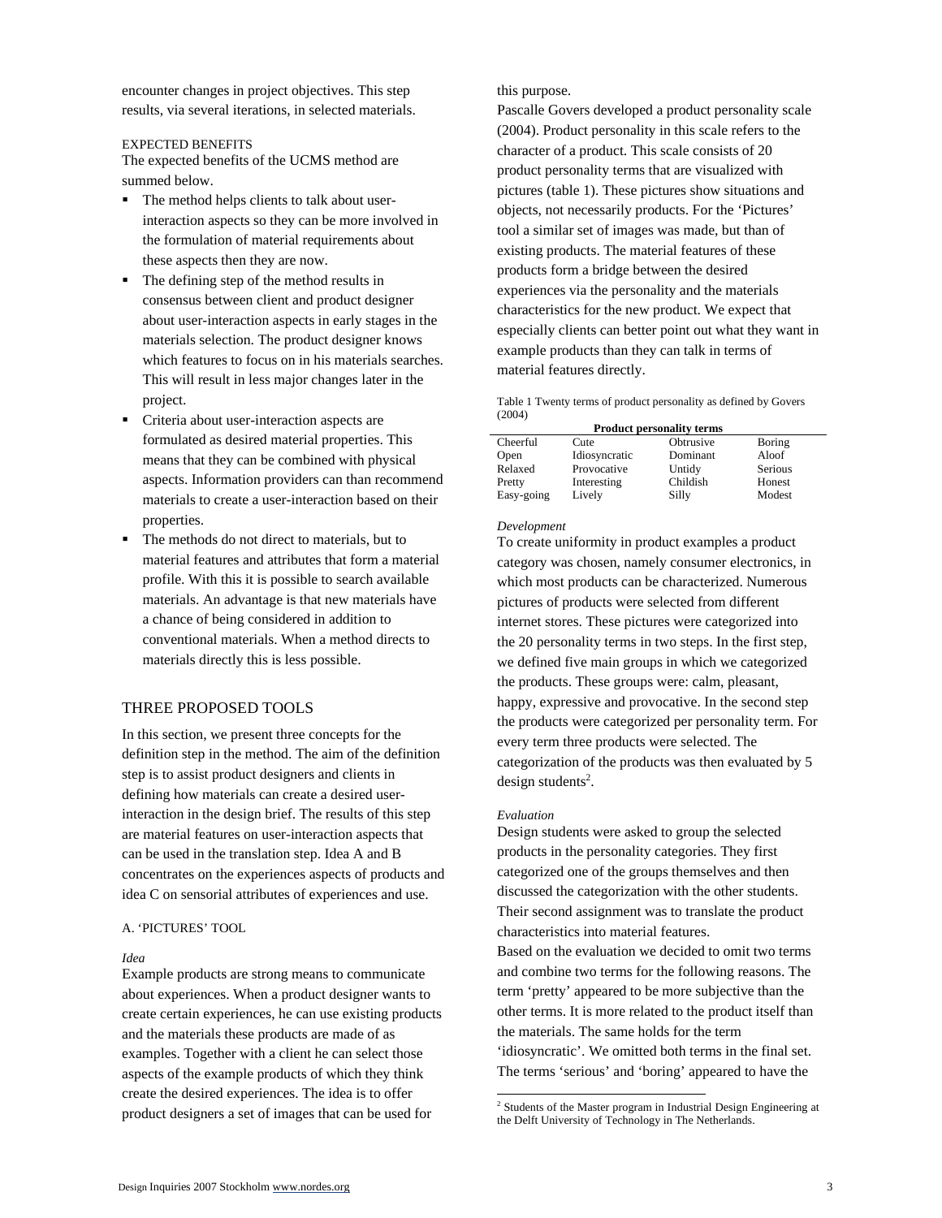encounter changes in project objectives. This step results, via several iterations, in selected materials.

#### EXPECTED BENEFITS

The expected benefits of the UCMS method are summed below.

- The method helps clients to talk about user-interaction aspects so they can be more involved in the formulation of material requirements about these aspects then they are now.
- The defining step of the method results in consensus between client and product designer about user-interaction aspects in early stages in the materials selection. The product designer knows which features to focus on in his materials searches. This will result in less major changes later in the project.
- Criteria about user-interaction aspects are formulated as desired material properties. This means that they can be combined with physical aspects. Information providers can than recommend materials to create a user-interaction based on their properties.
- The methods do not direct to materials, but to material features and attributes that form a material profile. With this it is possible to search available materials. An advantage is that new materials have a chance of being considered in addition to conventional materials. When a method directs to materials directly this is less possible.

## THREE PROPOSED TOOLS

In this section, we present three concepts for the definition step in the method. The aim of the definition step is to assist product designers and clients in defining how materials can create a desired user-interaction in the design brief. The results of this step are material features on user-interaction aspects that can be used in the translation step. Idea A and B concentrates on the experiences aspects of products and idea C on sensorial attributes of experiences and use.

### A. 'PICTURES' TOOL

*Idea*

Example products are strong means to communicate about experiences. When a product designer wants to create certain experiences, he can use existing products and the materials these products are made of as examples. Together with a client he can select those aspects of the example products of which they think create the desired experiences. The idea is to offer product designers a set of images that can be used for this purpose.

Pascalle Govers developed a product personality scale (2004). Product personality in this scale refers to the character of a product. This scale consists of 20 product personality terms that are visualized with pictures (table 1). These pictures show situations and objects, not necessarily products. For the 'Pictures' tool a similar set of images was made, but than of existing products. The material features of these products form a bridge between the desired experiences via the personality and the materials characteristics for the new product. We expect that especially clients can better point out what they want in example products than they can talk in terms of material features directly.

Table 1 Twenty terms of product personality as defined by Govers (2004)

| **Product personality terms** | | | |
|---|---|---|---|
| Cheerful | Cute | Obtrusive | Boring |
| Open | Idiosyncratic | Dominant | Aloof |
| Relaxed | Provocative | Untidy | Serious |
| Pretty | Interesting | Childish | Honest |
| Easy-going | Lively | Silly | Modest |

*Development*

To create uniformity in product examples a product category was chosen, namely consumer electronics, in which most products can be characterized. Numerous pictures of products were selected from different internet stores. These pictures were categorized into the 20 personality terms in two steps. In the first step, we defined five main groups in which we categorized the products. These groups were: calm, pleasant, happy, expressive and provocative. In the second step the products were categorized per personality term. For every term three products were selected. The categorization of the products was then evaluated by 5 design students[2].

*Evaluation*

Design students were asked to group the selected products in the personality categories. They first categorized one of the groups themselves and then discussed the categorization with the other students. Their second assignment was to translate the product characteristics into material features.

Based on the evaluation we decided to omit two terms and combine two terms for the following reasons. The term 'pretty' appeared to be more subjective than the other terms. It is more related to the product itself than the materials. The same holds for the term 'idiosyncratic'. We omitted both terms in the final set. The terms 'serious' and 'boring' appeared to have the

[2] Students of the Master program in Industrial Design Engineering at the Delft University of Technology in The Netherlands.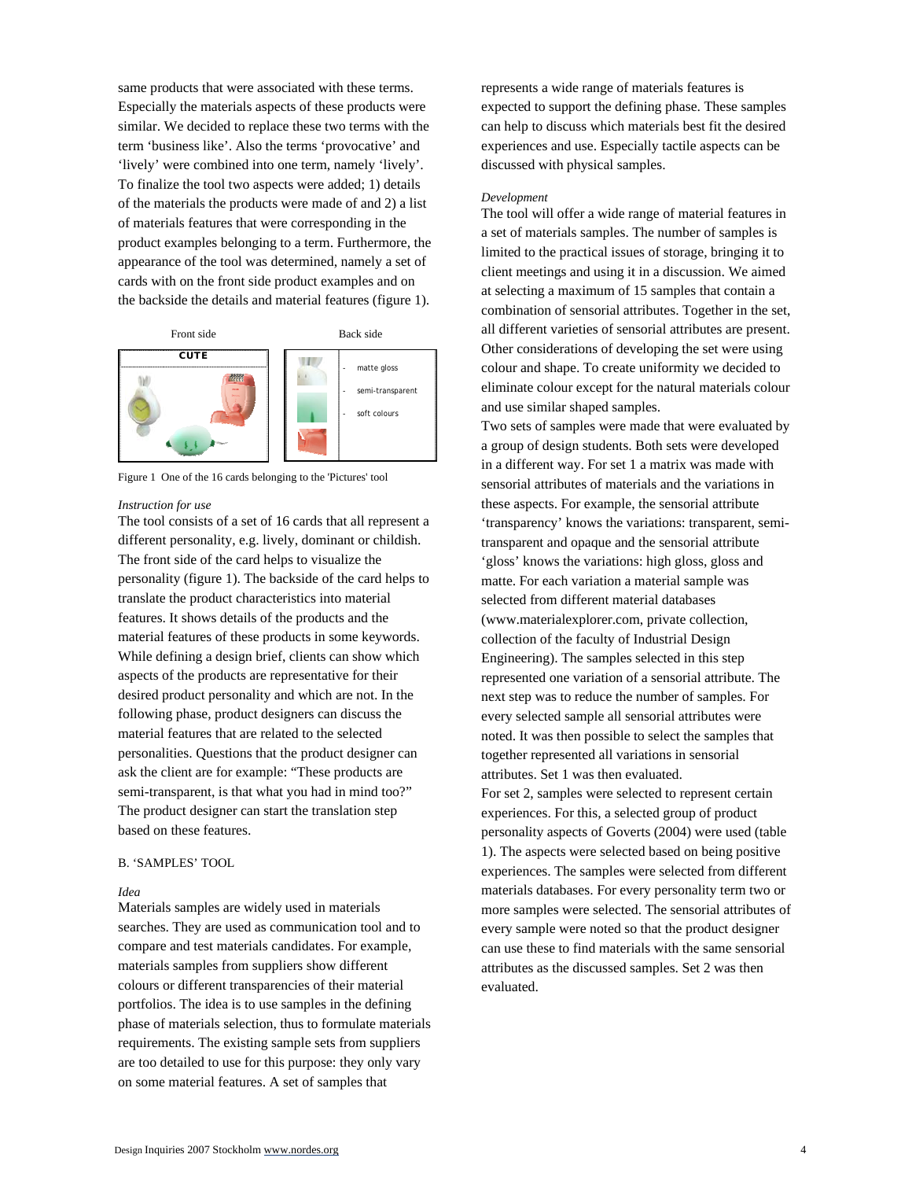same products that were associated with these terms. Especially the materials aspects of these products were similar. We decided to replace these two terms with the term 'business like'. Also the terms 'provocative' and 'lively' were combined into one term, namely 'lively'. To finalize the tool two aspects were added; 1) details of the materials the products were made of and 2) a list of materials features that were corresponding in the product examples belonging to a term. Furthermore, the appearance of the tool was determined, namely a set of cards with on the front side product examples and on the backside the details and material features (figure 1).

Front side

CUTE

Back side

- matte gloss
- semi-transparent
- soft colours

Figure 1 One of the 16 cards belonging to the 'Pictures' tool

*Instruction for use*

The tool consists of a set of 16 cards that all represent a different personality, e.g. lively, dominant or childish. The front side of the card helps to visualize the personality (figure 1). The backside of the card helps to translate the product characteristics into material features. It shows details of the products and the material features of these products in some keywords. While defining a design brief, clients can show which aspects of the products are representative for their desired product personality and which are not. In the following phase, product designers can discuss the material features that are related to the selected personalities. Questions that the product designer can ask the client are for example: "These products are semi-transparent, is that what you had in mind too?" The product designer can start the translation step based on these features.

B. 'SAMPLES' TOOL

*Idea*

Materials samples are widely used in materials searches. They are used as communication tool and to compare and test materials candidates. For example, materials samples from suppliers show different colours or different transparencies of their material portfolios. The idea is to use samples in the defining phase of materials selection, thus to formulate materials requirements. The existing sample sets from suppliers are too detailed to use for this purpose: they only vary on some material features. A set of samples that represents a wide range of materials features is expected to support the defining phase. These samples can help to discuss which materials best fit the desired experiences and use. Especially tactile aspects can be discussed with physical samples.

*Development*

The tool will offer a wide range of material features in a set of materials samples. The number of samples is limited to the practical issues of storage, bringing it to client meetings and using it in a discussion. We aimed at selecting a maximum of 15 samples that contain a combination of sensorial attributes. Together in the set, all different varieties of sensorial attributes are present. Other considerations of developing the set were using colour and shape. To create uniformity we decided to eliminate colour except for the natural materials colour and use similar shaped samples.

Two sets of samples were made that were evaluated by a group of design students. Both sets were developed in a different way. For set 1 a matrix was made with sensorial attributes of materials and the variations in these aspects. For example, the sensorial attribute 'transparency' knows the variations: transparent, semi-transparent and opaque and the sensorial attribute 'gloss' knows the variations: high gloss, gloss and matte. For each variation a material sample was selected from different material databases (www.materialexplorer.com, private collection, collection of the faculty of Industrial Design Engineering). The samples selected in this step represented one variation of a sensorial attribute. The next step was to reduce the number of samples. For every selected sample all sensorial attributes were noted. It was then possible to select the samples that together represented all variations in sensorial attributes. Set 1 was then evaluated.

For set 2, samples were selected to represent certain experiences. For this, a selected group of product personality aspects of Goverts (2004) were used (table 1). The aspects were selected based on being positive experiences. The samples were selected from different materials databases. For every personality term two or more samples were selected. The sensorial attributes of every sample were noted so that the product designer can use these to find materials with the same sensorial attributes as the discussed samples. Set 2 was then evaluated.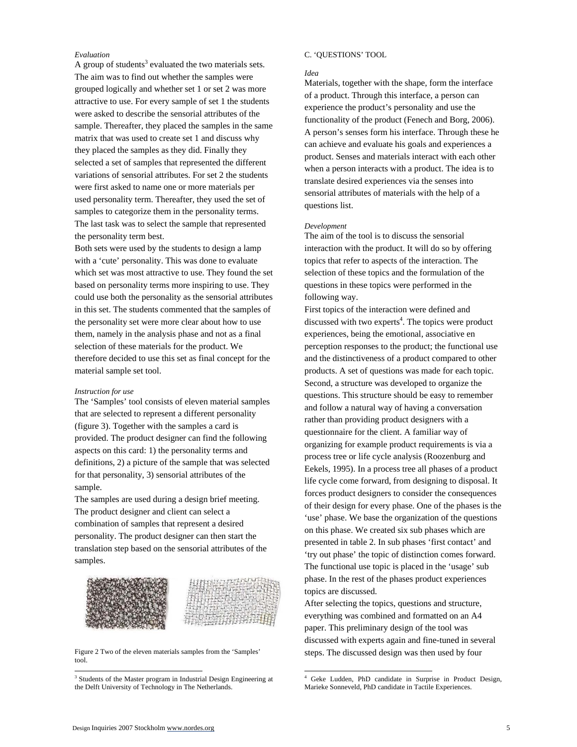*Evaluation*

A group of students[3] evaluated the two materials sets. The aim was to find out whether the samples were grouped logically and whether set 1 or set 2 was more attractive to use. For every sample of set 1 the students were asked to describe the sensorial attributes of the sample. Thereafter, they placed the samples in the same matrix that was used to create set 1 and discuss why they placed the samples as they did. Finally they selected a set of samples that represented the different variations of sensorial attributes. For set 2 the students were first asked to name one or more materials per used personality term. Thereafter, they used the set of samples to categorize them in the personality terms. The last task was to select the sample that represented the personality term best.

Both sets were used by the students to design a lamp with a 'cute' personality. This was done to evaluate which set was most attractive to use. They found the set based on personality terms more inspiring to use. They could use both the personality as the sensorial attributes in this set. The students commented that the samples of the personality set were more clear about how to use them, namely in the analysis phase and not as a final selection of these materials for the product. We therefore decided to use this set as final concept for the material sample set tool.

*Instruction for use*

The 'Samples' tool consists of eleven material samples that are selected to represent a different personality (figure 3). Together with the samples a card is provided. The product designer can find the following aspects on this card: 1) the personality terms and definitions, 2) a picture of the sample that was selected for that personality, 3) sensorial attributes of the sample.

The samples are used during a design brief meeting. The product designer and client can select a combination of samples that represent a desired personality. The product designer can then start the translation step based on the sensorial attributes of the samples.

Figure 2 Two of the eleven materials samples from the 'Samples' tool.

[3] Students of the Master program in Industrial Design Engineering at the Delft University of Technology in The Netherlands.

C. 'QUESTIONS' TOOL

*Idea*

Materials, together with the shape, form the interface of a product. Through this interface, a person can experience the product's personality and use the functionality of the product (Fenech and Borg, 2006). A person's senses form his interface. Through these he can achieve and evaluate his goals and experiences a product. Senses and materials interact with each other when a person interacts with a product. The idea is to translate desired experiences via the senses into sensorial attributes of materials with the help of a questions list.

*Development*

The aim of the tool is to discuss the sensorial interaction with the product. It will do so by offering topics that refer to aspects of the interaction. The selection of these topics and the formulation of the questions in these topics were performed in the following way.

First topics of the interaction were defined and discussed with two experts[4]. The topics were product experiences, being the emotional, associative en perception responses to the product; the functional use and the distinctiveness of a product compared to other products. A set of questions was made for each topic. Second, a structure was developed to organize the questions. This structure should be easy to remember and follow a natural way of having a conversation rather than providing product designers with a questionnaire for the client. A familiar way of organizing for example product requirements is via a process tree or life cycle analysis (Roozenburg and Eekels, 1995). In a process tree all phases of a product life cycle come forward, from designing to disposal. It forces product designers to consider the consequences of their design for every phase. One of the phases is the 'use' phase. We base the organization of the questions on this phase. We created six sub phases which are presented in table 2. In sub phases 'first contact' and 'try out phase' the topic of distinction comes forward. The functional use topic is placed in the 'usage' sub phase. In the rest of the phases product experiences topics are discussed.

After selecting the topics, questions and structure, everything was combined and formatted on an A4 paper. This preliminary design of the tool was discussed with experts again and fine-tuned in several steps. The discussed design was then used by four

[4] Geke Ludden, PhD candidate in Surprise in Product Design, Marieke Sonneveld, PhD candidate in Tactile Experiences.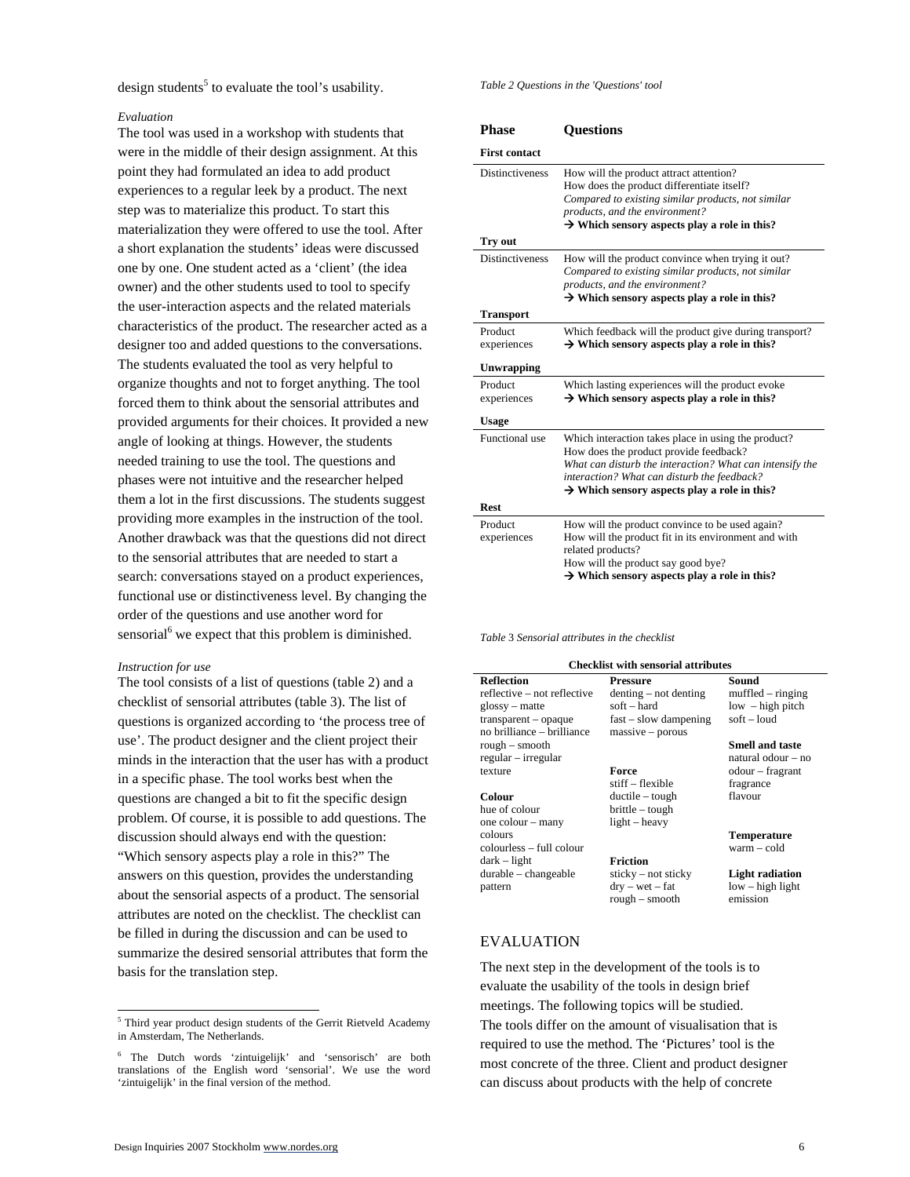design students[5] to evaluate the tool's usability.

*Evaluation*

The tool was used in a workshop with students that were in the middle of their design assignment. At this point they had formulated an idea to add product experiences to a regular leek by a product. The next step was to materialize this product. To start this materialization they were offered to use the tool. After a short explanation the students' ideas were discussed one by one. One student acted as a 'client' (the idea owner) and the other students used to tool to specify the user-interaction aspects and the related materials characteristics of the product. The researcher acted as a designer too and added questions to the conversations. The students evaluated the tool as very helpful to organize thoughts and not to forget anything. The tool forced them to think about the sensorial attributes and provided arguments for their choices. It provided a new angle of looking at things. However, the students needed training to use the tool. The questions and phases were not intuitive and the researcher helped them a lot in the first discussions. The students suggest providing more examples in the instruction of the tool. Another drawback was that the questions did not direct to the sensorial attributes that are needed to start a search: conversations stayed on a product experiences, functional use or distinctiveness level. By changing the order of the questions and use another word for sensorial[6] we expect that this problem is diminished.

*Instruction for use*

The tool consists of a list of questions (table 2) and a checklist of sensorial attributes (table 3). The list of questions is organized according to 'the process tree of use'. The product designer and the client project their minds in the interaction that the user has with a product in a specific phase. The tool works best when the questions are changed a bit to fit the specific design problem. Of course, it is possible to add questions. The discussion should always end with the question: "Which sensory aspects play a role in this?" The answers on this question, provides the understanding about the sensorial aspects of a product. The sensorial attributes are noted on the checklist. The checklist can be filled in during the discussion and can be used to summarize the desired sensorial attributes that form the basis for the translation step.

[5] Third year product design students of the Gerrit Rietveld Academy in Amsterdam, The Netherlands.

[6] The Dutch words 'zintuigelijk' and 'sensorisch' are both translations of the English word 'sensorial'. We use the word 'zintuigelijk' in the final version of the method.

*Table 2 Questions in the 'Questions' tool*

| Phase | Questions |
|---|---|
| **First contact** | |
| Distinctiveness | How will the product attract attention?<br>How does the product differentiate itself?<br>*Compared to existing similar products, not similar products, and the environment?*<br>**→ Which sensory aspects play a role in this?** |
| **Try out** | |
| Distinctiveness | How will the product convince when trying it out?<br>*Compared to existing similar products, not similar products, and the environment?*<br>**→ Which sensory aspects play a role in this?** |
| **Transport** | |
| Product experiences | Which feedback will the product give during transport?<br>**→ Which sensory aspects play a role in this?** |
| **Unwrapping** | |
| Product experiences | Which lasting experiences will the product evoke<br>**→ Which sensory aspects play a role in this?** |
| **Usage** | |
| Functional use | Which interaction takes place in using the product?<br>How does the product provide feedback?<br>*What can disturb the interaction? What can intensify the interaction? What can disturb the feedback?*<br>**→ Which sensory aspects play a role in this?** |
| **Rest** | |
| Product experiences | How will the product convince to be used again?<br>How will the product fit in its environment and with related products?<br>How will the product say good bye?<br>**→ Which sensory aspects play a role in this?** |

*Table 3 Sensorial attributes in the checklist*

| Checklist with sensorial attributes | | |
|---|---|---|
| **Reflection** | **Pressure** | **Sound** |
| reflective – not reflective | denting – not denting | muffled – ringing |
| glossy – matte | soft – hard | low – high pitch |
| transparent – opaque | fast – slow dampening | soft – loud |
| no brilliance – brilliance | massive – porous | |
| rough – smooth | | **Smell and taste** |
| regular – irregular | | natural odour – no |
| texture | **Force** | odour – fragrant |
| | stiff – flexible | fragrance |
| **Colour** | ductile – tough | flavour |
| hue of colour | brittle – tough | |
| one colour – many | light – heavy | |
| colours | | **Temperature** |
| colourless – full colour | | warm – cold |
| dark – light | **Friction** | |
| durable – changeable | sticky – not sticky | **Light radiation** |
| pattern | dry – wet – fat | low – high light |
| | rough – smooth | emission |

## EVALUATION

The next step in the development of the tools is to evaluate the usability of the tools in design brief meetings. The following topics will be studied.
The tools differ on the amount of visualisation that is required to use the method. The 'Pictures' tool is the most concrete of the three. Client and product designer can discuss about products with the help of concrete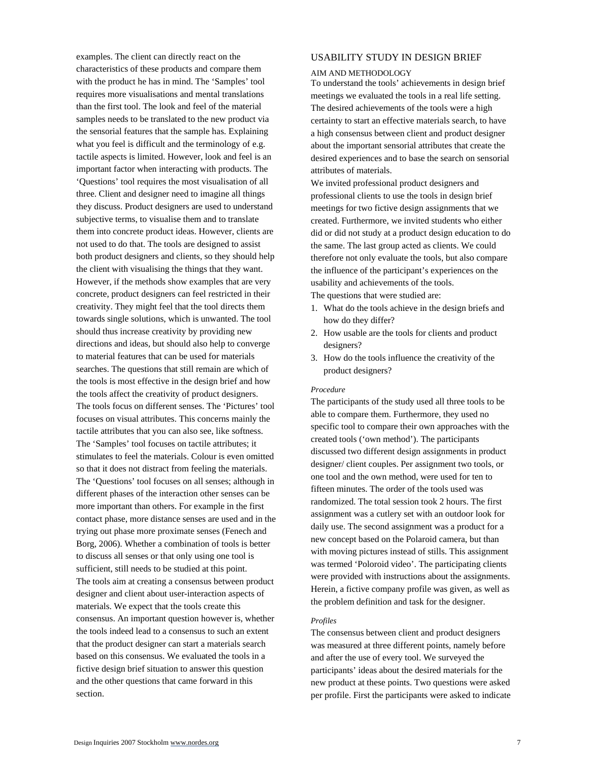examples. The client can directly react on the characteristics of these products and compare them with the product he has in mind. The ‘Samples’ tool requires more visualisations and mental translations than the first tool. The look and feel of the material samples needs to be translated to the new product via the sensorial features that the sample has. Explaining what you feel is difficult and the terminology of e.g. tactile aspects is limited. However, look and feel is an important factor when interacting with products. The ‘Questions’ tool requires the most visualisation of all three. Client and designer need to imagine all things they discuss. Product designers are used to understand subjective terms, to visualise them and to translate them into concrete product ideas. However, clients are not used to do that. The tools are designed to assist both product designers and clients, so they should help the client with visualising the things that they want. However, if the methods show examples that are very concrete, product designers can feel restricted in their creativity. They might feel that the tool directs them towards single solutions, which is unwanted. The tool should thus increase creativity by providing new directions and ideas, but should also help to converge to material features that can be used for materials searches. The questions that still remain are which of the tools is most effective in the design brief and how the tools affect the creativity of product designers.

The tools focus on different senses. The ‘Pictures’ tool focuses on visual attributes. This concerns mainly the tactile attributes that you can also see, like softness. The ‘Samples’ tool focuses on tactile attributes; it stimulates to feel the materials. Colour is even omitted so that it does not distract from feeling the materials. The ‘Questions’ tool focuses on all senses; although in different phases of the interaction other senses can be more important than others. For example in the first contact phase, more distance senses are used and in the trying out phase more proximate senses (Fenech and Borg, 2006). Whether a combination of tools is better to discuss all senses or that only using one tool is sufficient, still needs to be studied at this point.

The tools aim at creating a consensus between product designer and client about user-interaction aspects of materials. We expect that the tools create this consensus. An important question however is, whether the tools indeed lead to a consensus to such an extent that the product designer can start a materials search based on this consensus. We evaluated the tools in a fictive design brief situation to answer this question and the other questions that came forward in this section.

## USABILITY STUDY IN DESIGN BRIEF

### AIM AND METHODOLOGY

To understand the tools’ achievements in design brief meetings we evaluated the tools in a real life setting. The desired achievements of the tools were a high certainty to start an effective materials search, to have a high consensus between client and product designer about the important sensorial attributes that create the desired experiences and to base the search on sensorial attributes of materials.

We invited professional product designers and professional clients to use the tools in design brief meetings for two fictive design assignments that we created. Furthermore, we invited students who either did or did not study at a product design education to do the same. The last group acted as clients. We could therefore not only evaluate the tools, but also compare the influence of the participant’s experiences on the usability and achievements of the tools.

The questions that were studied are:

1. What do the tools achieve in the design briefs and how do they differ?
2. How usable are the tools for clients and product designers?
3. How do the tools influence the creativity of the product designers?

*Procedure*

The participants of the study used all three tools to be able to compare them. Furthermore, they used no specific tool to compare their own approaches with the created tools (‘own method’). The participants discussed two different design assignments in product designer/ client couples. Per assignment two tools, or one tool and the own method, were used for ten to fifteen minutes. The order of the tools used was randomized. The total session took 2 hours. The first assignment was a cutlery set with an outdoor look for daily use. The second assignment was a product for a new concept based on the Polaroid camera, but than with moving pictures instead of stills. This assignment was termed ‘Poloroid video’. The participating clients were provided with instructions about the assignments. Herein, a fictive company profile was given, as well as the problem definition and task for the designer.

*Profiles*

The consensus between client and product designers was measured at three different points, namely before and after the use of every tool. We surveyed the participants’ ideas about the desired materials for the new product at these points. Two questions were asked per profile. First the participants were asked to indicate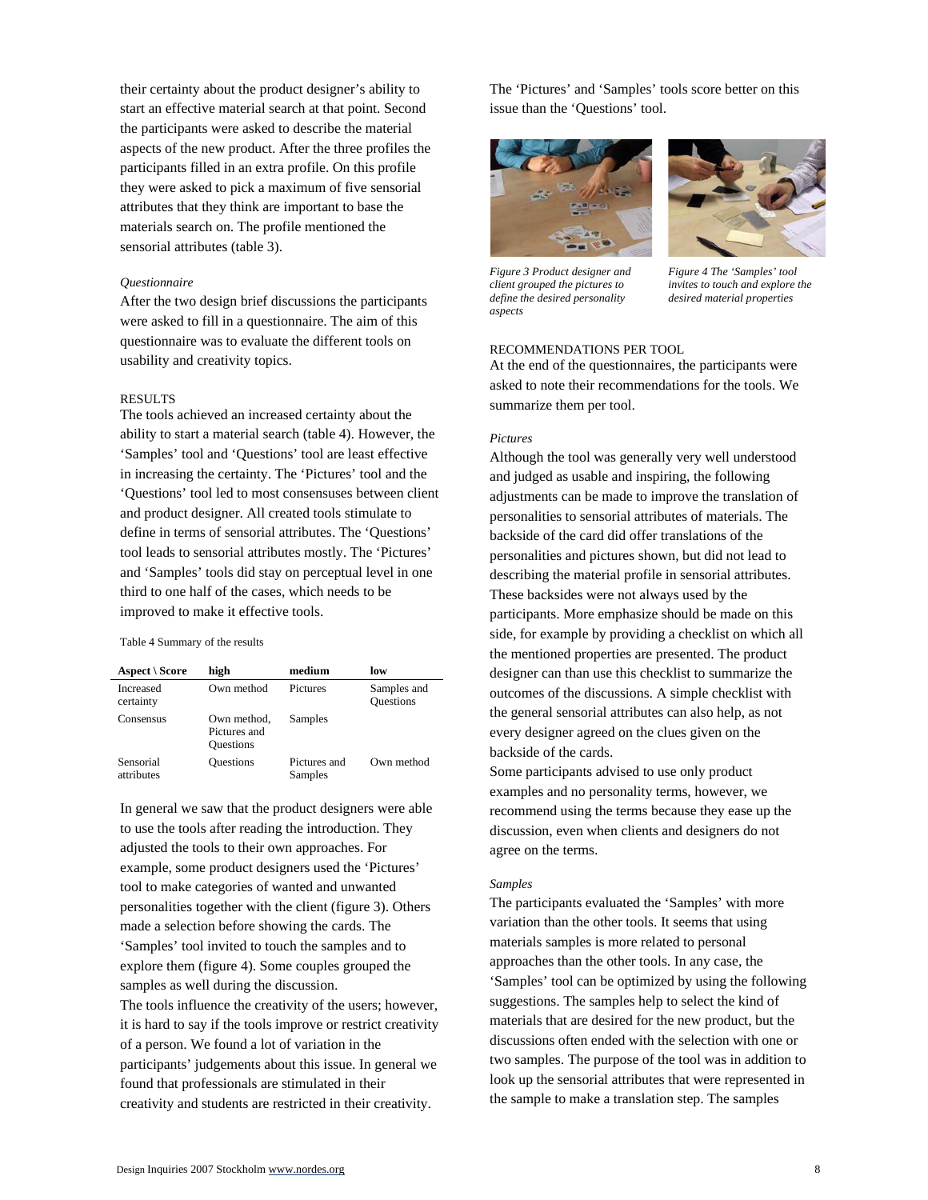their certainty about the product designer's ability to start an effective material search at that point. Second the participants were asked to describe the material aspects of the new product. After the three profiles the participants filled in an extra profile. On this profile they were asked to pick a maximum of five sensorial attributes that they think are important to base the materials search on. The profile mentioned the sensorial attributes (table 3).

*Questionnaire*

After the two design brief discussions the participants were asked to fill in a questionnaire. The aim of this questionnaire was to evaluate the different tools on usability and creativity topics.

### RESULTS

The tools achieved an increased certainty about the ability to start a material search (table 4). However, the 'Samples' tool and 'Questions' tool are least effective in increasing the certainty. The 'Pictures' tool and the 'Questions' tool led to most consensuses between client and product designer. All created tools stimulate to define in terms of sensorial attributes. The 'Questions' tool leads to sensorial attributes mostly. The 'Pictures' and 'Samples' tools did stay on perceptual level in one third to one half of the cases, which needs to be improved to make it effective tools.

Table 4 Summary of the results

| Aspect \ Score | high | medium | low |
|---|---|---|---|
| Increased certainty | Own method | Pictures | Samples and Questions |
| Consensus | Own method, Pictures and Questions | Samples | |
| Sensorial attributes | Questions | Pictures and Samples | Own method |

In general we saw that the product designers were able to use the tools after reading the introduction. They adjusted the tools to their own approaches. For example, some product designers used the 'Pictures' tool to make categories of wanted and unwanted personalities together with the client (figure 3). Others made a selection before showing the cards. The 'Samples' tool invited to touch the samples and to explore them (figure 4). Some couples grouped the samples as well during the discussion.

The tools influence the creativity of the users; however, it is hard to say if the tools improve or restrict creativity of a person. We found a lot of variation in the participants' judgements about this issue. In general we found that professionals are stimulated in their creativity and students are restricted in their creativity.

The 'Pictures' and 'Samples' tools score better on this issue than the 'Questions' tool.

*Figure 3 Product designer and client grouped the pictures to define the desired personality aspects*

*Figure 4 The 'Samples' tool invites to touch and explore the desired material properties*

### RECOMMENDATIONS PER TOOL

At the end of the questionnaires, the participants were asked to note their recommendations for the tools. We summarize them per tool.

*Pictures*

Although the tool was generally very well understood and judged as usable and inspiring, the following adjustments can be made to improve the translation of personalities to sensorial attributes of materials. The backside of the card did offer translations of the personalities and pictures shown, but did not lead to describing the material profile in sensorial attributes. These backsides were not always used by the participants. More emphasize should be made on this side, for example by providing a checklist on which all the mentioned properties are presented. The product designer can than use this checklist to summarize the outcomes of the discussions. A simple checklist with the general sensorial attributes can also help, as not every designer agreed on the clues given on the backside of the cards.

Some participants advised to use only product examples and no personality terms, however, we recommend using the terms because they ease up the discussion, even when clients and designers do not agree on the terms.

*Samples*

The participants evaluated the 'Samples' with more variation than the other tools. It seems that using materials samples is more related to personal approaches than the other tools. In any case, the 'Samples' tool can be optimized by using the following suggestions. The samples help to select the kind of materials that are desired for the new product, but the discussions often ended with the selection with one or two samples. The purpose of the tool was in addition to look up the sensorial attributes that were represented in the sample to make a translation step. The samples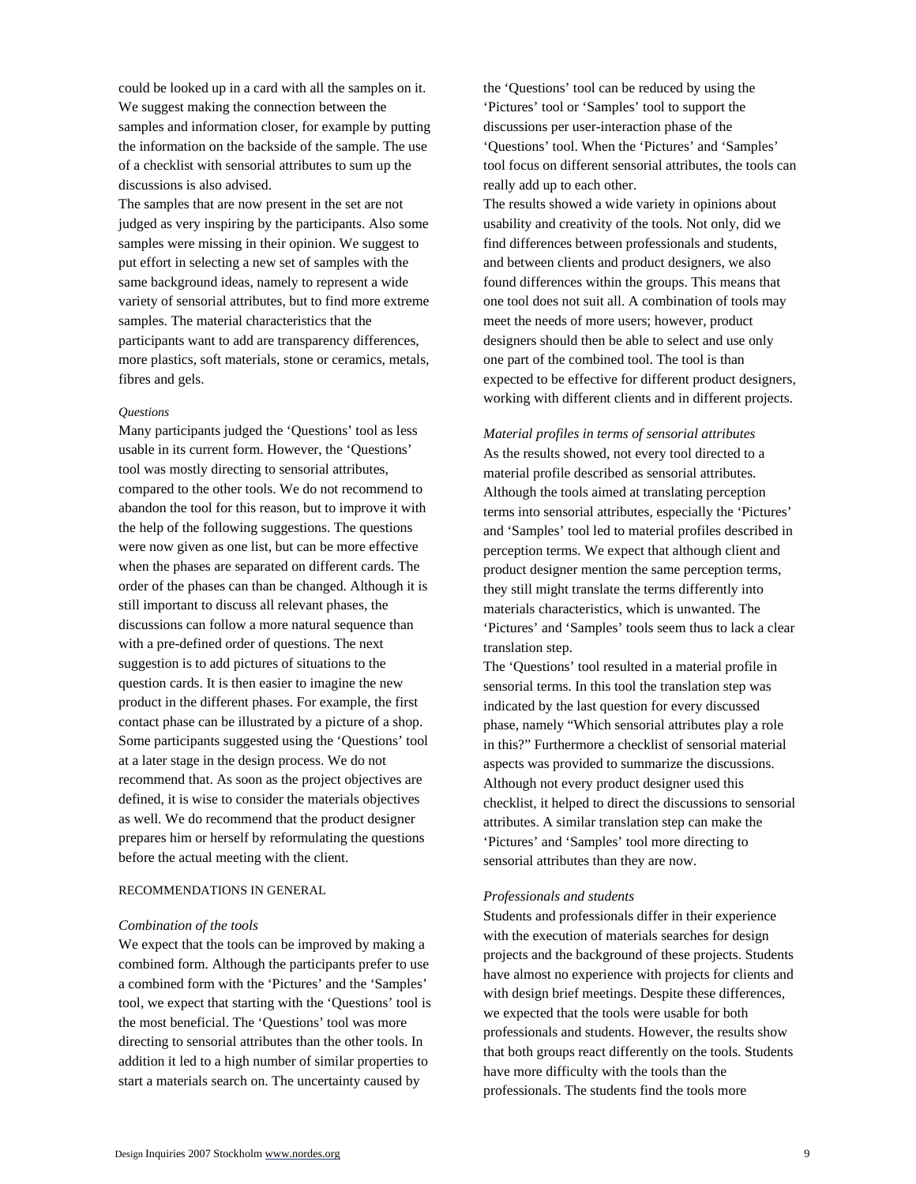could be looked up in a card with all the samples on it. We suggest making the connection between the samples and information closer, for example by putting the information on the backside of the sample. The use of a checklist with sensorial attributes to sum up the discussions is also advised.

The samples that are now present in the set are not judged as very inspiring by the participants. Also some samples were missing in their opinion. We suggest to put effort in selecting a new set of samples with the same background ideas, namely to represent a wide variety of sensorial attributes, but to find more extreme samples. The material characteristics that the participants want to add are transparency differences, more plastics, soft materials, stone or ceramics, metals, fibres and gels.

*Questions*

Many participants judged the 'Questions' tool as less usable in its current form. However, the 'Questions' tool was mostly directing to sensorial attributes, compared to the other tools. We do not recommend to abandon the tool for this reason, but to improve it with the help of the following suggestions. The questions were now given as one list, but can be more effective when the phases are separated on different cards. The order of the phases can than be changed. Although it is still important to discuss all relevant phases, the discussions can follow a more natural sequence than with a pre-defined order of questions. The next suggestion is to add pictures of situations to the question cards. It is then easier to imagine the new product in the different phases. For example, the first contact phase can be illustrated by a picture of a shop. Some participants suggested using the 'Questions' tool at a later stage in the design process. We do not recommend that. As soon as the project objectives are defined, it is wise to consider the materials objectives as well. We do recommend that the product designer prepares him or herself by reformulating the questions before the actual meeting with the client.

## RECOMMENDATIONS IN GENERAL

*Combination of the tools*

We expect that the tools can be improved by making a combined form. Although the participants prefer to use a combined form with the 'Pictures' and the 'Samples' tool, we expect that starting with the 'Questions' tool is the most beneficial. The 'Questions' tool was more directing to sensorial attributes than the other tools. In addition it led to a high number of similar properties to start a materials search on. The uncertainty caused by the 'Questions' tool can be reduced by using the 'Pictures' tool or 'Samples' tool to support the discussions per user-interaction phase of the 'Questions' tool. When the 'Pictures' and 'Samples' tool focus on different sensorial attributes, the tools can really add up to each other.

The results showed a wide variety in opinions about usability and creativity of the tools. Not only, did we find differences between professionals and students, and between clients and product designers, we also found differences within the groups. This means that one tool does not suit all. A combination of tools may meet the needs of more users; however, product designers should then be able to select and use only one part of the combined tool. The tool is than expected to be effective for different product designers, working with different clients and in different projects.

*Material profiles in terms of sensorial attributes*

As the results showed, not every tool directed to a material profile described as sensorial attributes. Although the tools aimed at translating perception terms into sensorial attributes, especially the 'Pictures' and 'Samples' tool led to material profiles described in perception terms. We expect that although client and product designer mention the same perception terms, they still might translate the terms differently into materials characteristics, which is unwanted. The 'Pictures' and 'Samples' tools seem thus to lack a clear translation step.

The 'Questions' tool resulted in a material profile in sensorial terms. In this tool the translation step was indicated by the last question for every discussed phase, namely "Which sensorial attributes play a role in this?" Furthermore a checklist of sensorial material aspects was provided to summarize the discussions. Although not every product designer used this checklist, it helped to direct the discussions to sensorial attributes. A similar translation step can make the 'Pictures' and 'Samples' tool more directing to sensorial attributes than they are now.

*Professionals and students*

Students and professionals differ in their experience with the execution of materials searches for design projects and the background of these projects. Students have almost no experience with projects for clients and with design brief meetings. Despite these differences, we expected that the tools were usable for both professionals and students. However, the results show that both groups react differently on the tools. Students have more difficulty with the tools than the professionals. The students find the tools more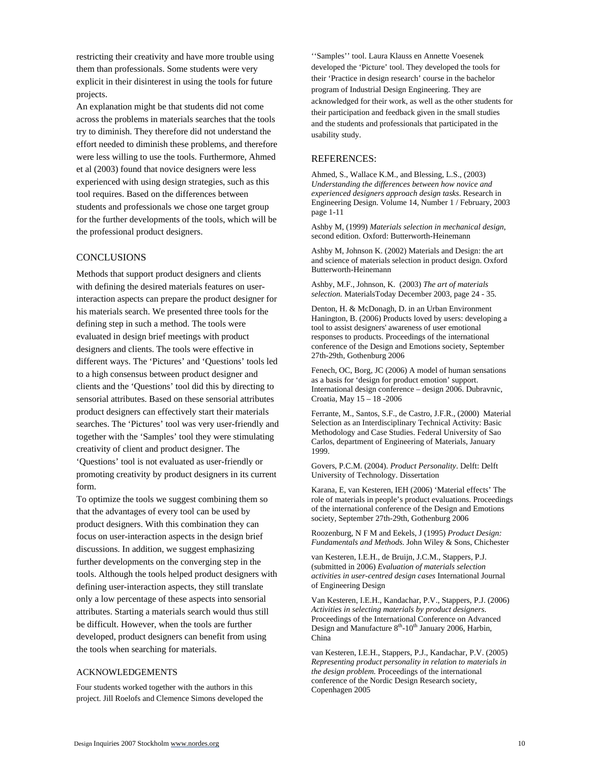restricting their creativity and have more trouble using them than professionals. Some students were very explicit in their disinterest in using the tools for future projects.

An explanation might be that students did not come across the problems in materials searches that the tools try to diminish. They therefore did not understand the effort needed to diminish these problems, and therefore were less willing to use the tools. Furthermore, Ahmed et al (2003) found that novice designers were less experienced with using design strategies, such as this tool requires. Based on the differences between students and professionals we chose one target group for the further developments of the tools, which will be the professional product designers.

## CONCLUSIONS

Methods that support product designers and clients with defining the desired materials features on user-interaction aspects can prepare the product designer for his materials search. We presented three tools for the defining step in such a method. The tools were evaluated in design brief meetings with product designers and clients. The tools were effective in different ways. The 'Pictures' and 'Questions' tools led to a high consensus between product designer and clients and the 'Questions' tool did this by directing to sensorial attributes. Based on these sensorial attributes product designers can effectively start their materials searches. The 'Pictures' tool was very user-friendly and together with the 'Samples' tool they were stimulating creativity of client and product designer. The 'Questions' tool is not evaluated as user-friendly or promoting creativity by product designers in its current form.

To optimize the tools we suggest combining them so that the advantages of every tool can be used by product designers. With this combination they can focus on user-interaction aspects in the design brief discussions. In addition, we suggest emphasizing further developments on the converging step in the tools. Although the tools helped product designers with defining user-interaction aspects, they still translate only a low percentage of these aspects into sensorial attributes. Starting a materials search would thus still be difficult. However, when the tools are further developed, product designers can benefit from using the tools when searching for materials.

## ACKNOWLEDGEMENTS

Four students worked together with the authors in this project. Jill Roelofs and Clemence Simons developed the ''Samples'' tool. Laura Klauss en Annette Voesenek developed the 'Picture' tool. They developed the tools for their 'Practice in design research' course in the bachelor program of Industrial Design Engineering. They are acknowledged for their work, as well as the other students for their participation and feedback given in the small studies and the students and professionals that participated in the usability study.

## REFERENCES:

Ahmed, S., Wallace K.M., and Blessing, L.S., (2003) *Understanding the differences between how novice and experienced designers approach design tasks*. Research in Engineering Design. Volume 14, Number 1 / February, 2003 page 1-11

Ashby M, (1999) *Materials selection in mechanical design*, second edition. Oxford: Butterworth-Heinemann

Ashby M, Johnson K. (2002) Materials and Design: the art and science of materials selection in product design. Oxford Butterworth-Heinemann

Ashby, M.F., Johnson, K. (2003) *The art of materials selection.* MaterialsToday December 2003, page 24 - 35.

Denton, H. & McDonagh, D. in an Urban Environment Hanington, B. (2006) Products loved by users: developing a tool to assist designers' awareness of user emotional responses to products. Proceedings of the international conference of the Design and Emotions society, September 27th-29th, Gothenburg 2006

Fenech, OC, Borg, JC (2006) A model of human sensations as a basis for 'design for product emotion' support. International design conference – design 2006. Dubravnic, Croatia, May 15 – 18 -2006

Ferrante, M., Santos, S.F., de Castro, J.F.R., (2000) Material Selection as an Interdisciplinary Technical Activity: Basic Methodology and Case Studies. Federal University of Sao Carlos, department of Engineering of Materials, January 1999.

Govers, P.C.M. (2004). *Product Personality*. Delft: Delft University of Technology. Dissertation

Karana, E, van Kesteren, IEH (2006) 'Material effects' The role of materials in people's product evaluations. Proceedings of the international conference of the Design and Emotions society, September 27th-29th, Gothenburg 2006

Roozenburg, N F M and Eekels, J (1995) *Product Design: Fundamentals and Methods.* John Wiley & Sons, Chichester

van Kesteren, I.E.H., de Bruijn, J.C.M., Stappers, P.J. (submitted in 2006) *Evaluation of materials selection activities in user-centred design cases* International Journal of Engineering Design

Van Kesteren, I.E.H., Kandachar, P.V., Stappers, P.J. (2006) *Activities in selecting materials by product designers.* Proceedings of the International Conference on Advanced Design and Manufacture 8th-10th January 2006, Harbin, China

van Kesteren, I.E.H., Stappers, P.J., Kandachar, P.V. (2005) *Representing product personality in relation to materials in the design problem.* Proceedings of the international conference of the Nordic Design Research society, Copenhagen 2005